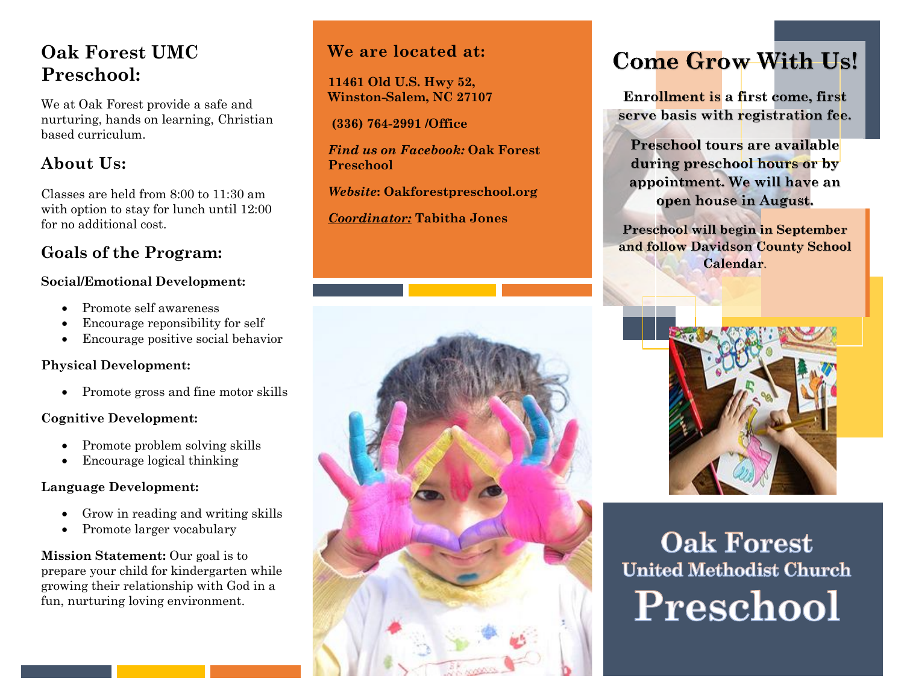## Oak Forest UMC Preschool:

We at Oak Forest provide a safe and nurturing, hands on learning, Christian based curriculum.

## About Us:

Classes are held from 8:00 to 11:30 am with option to stay for lunch until 12:00 for no additional cost.

## Goals of the Program:

**Social/Emotional Development:**

- Promote self awareness
- Encourage reponsibility for self
- Encourage positive social behavior

**Physical Development:**

- Promote gross and fine motor skills

**Cognitive Development:**

- Promote problem solving skills
- Encourage logical thinking

**Language Development:**

- Grow in reading and writing skills
- Promote larger vocabulary

**Mission Statement:** Our goal is to prepare your child for kindergarten while growing their relationship with God in a fun, nurturing loving environment.

## We are located at:

**11461 Old U.S. Hwy 52,**
**Winston-Salem, NC 27107**

**(336) 764-2991 /Office**

***Find us on Facebook:*** **Oak Forest Preschool**

***Website*****: Oakforestpreschool.org**

***Coordinator:*** **Tabitha Jones**

## Come Grow With Us!

**Enrollment is a first come, first serve basis with registration fee.**

**Preschool tours are available during preschool hours or by appointment. We will have an open house in August.**

**Preschool will begin in September and follow Davidson County School Calendar.**

# Oak Forest
## United Methodist Church
# Preschool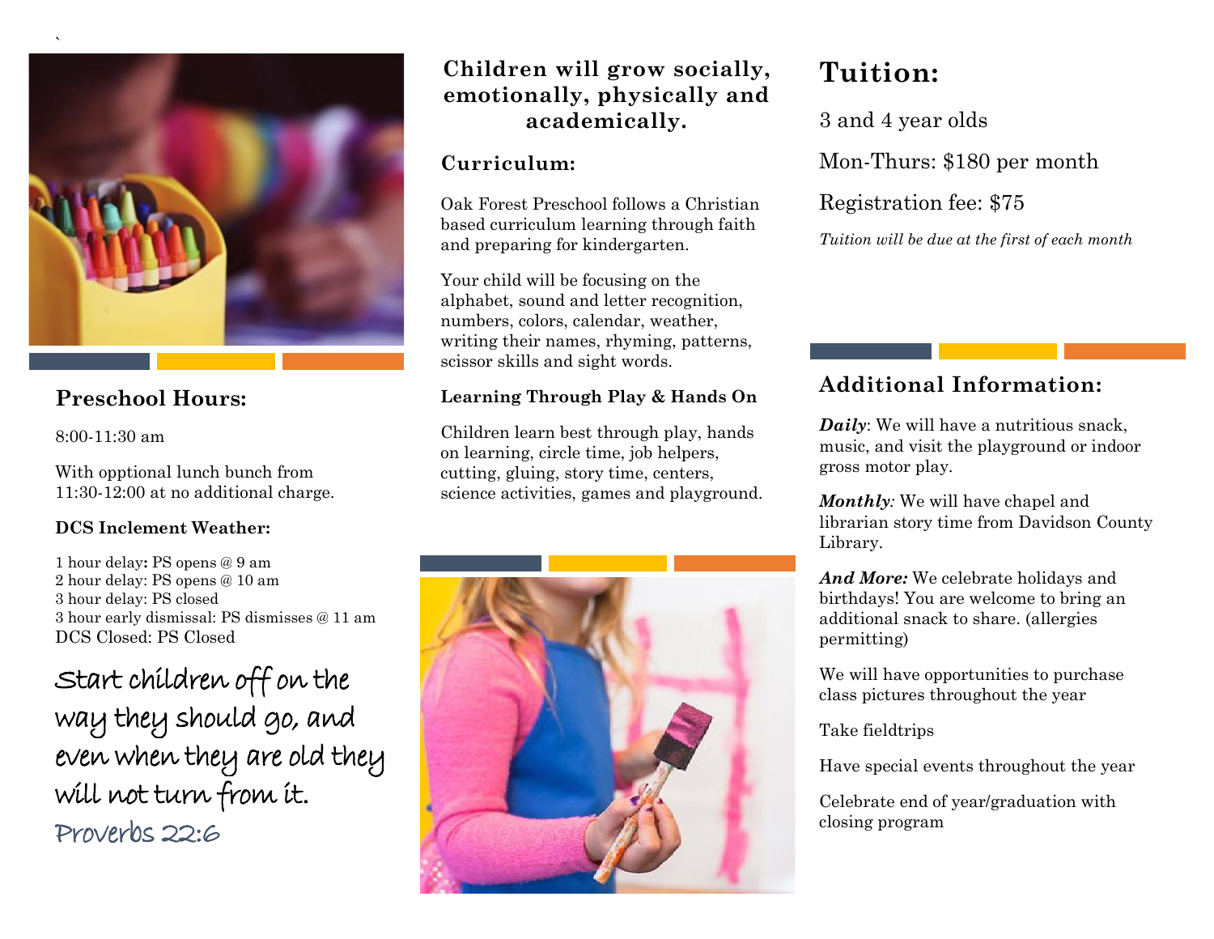## Preschool Hours:

8:00-11:30 am

With opptional lunch bunch from 11:30-12:00 at no additional charge.

**DCS Inclement Weather:**

1 hour delay**:** PS opens @ 9 am
2 hour delay: PS opens @ 10 am
3 hour delay: PS closed
3 hour early dismissal: PS dismisses @ 11 am
DCS Closed: PS Closed

Start children off on the way they should go, and even when they are old they will not turn from it.
Proverbs 22:6

### Children will grow socially, emotionally, physically and academically.

### Curriculum:

Oak Forest Preschool follows a Christian based curriculum learning through faith and preparing for kindergarten.

Your child will be focusing on the alphabet, sound and letter recognition, numbers, colors, calendar, weather, writing their names, rhyming, patterns, scissor skills and sight words.

**Learning Through Play & Hands On**

Children learn best through play, hands on learning, circle time, job helpers, cutting, gluing, story time, centers, science activities, games and playground.

# Tuition:

3 and 4 year olds

Mon-Thurs: $180 per month

Registration fee: $75

*Tuition will be due at the first of each month*

## Additional Information:

***Daily***: We will have a nutritious snack, music, and visit the playground or indoor gross motor play.

***Monthly****:* We will have chapel and librarian story time from Davidson County Library.

***And More:*** We celebrate holidays and birthdays! You are welcome to bring an additional snack to share. (allergies permitting)

We will have opportunities to purchase class pictures throughout the year

Take fieldtrips

Have special events throughout the year

Celebrate end of year/graduation with closing program